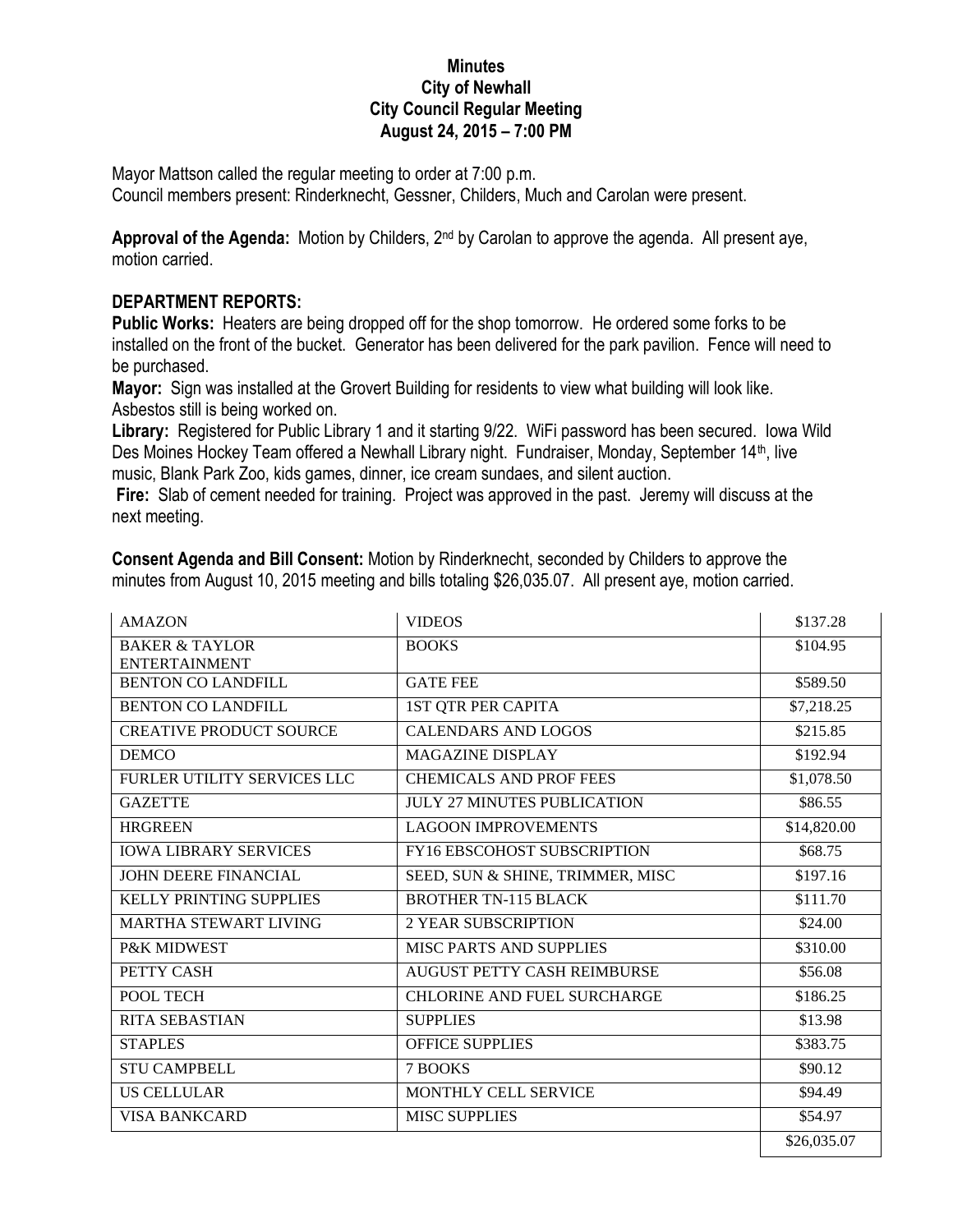# Minutes
## City of Newhall
## City Council Regular Meeting
## August 24, 2015 – 7:00 PM

Mayor Mattson called the regular meeting to order at 7:00 p.m.
Council members present: Rinderknecht, Gessner, Childers, Much and Carolan were present.

**Approval of the Agenda:** Motion by Childers, 2nd by Carolan to approve the agenda. All present aye, motion carried.

**DEPARTMENT REPORTS:**

**Public Works:** Heaters are being dropped off for the shop tomorrow. He ordered some forks to be installed on the front of the bucket. Generator has been delivered for the park pavilion. Fence will need to be purchased.

**Mayor:** Sign was installed at the Grovert Building for residents to view what building will look like. Asbestos still is being worked on.

**Library:** Registered for Public Library 1 and it starting 9/22. WiFi password has been secured. Iowa Wild Des Moines Hockey Team offered a Newhall Library night. Fundraiser, Monday, September 14th, live music, Blank Park Zoo, kids games, dinner, ice cream sundaes, and silent auction.

**Fire:** Slab of cement needed for training. Project was approved in the past. Jeremy will discuss at the next meeting.

**Consent Agenda and Bill Consent:** Motion by Rinderknecht, seconded by Childers to approve the minutes from August 10, 2015 meeting and bills totaling $26,035.07. All present aye, motion carried.

| | | |
|---|---|---|
| AMAZON | VIDEOS | $137.28 |
| BAKER & TAYLOR ENTERTAINMENT | BOOKS | $104.95 |
| BENTON CO LANDFILL | GATE FEE | $589.50 |
| BENTON CO LANDFILL | 1ST QTR PER CAPITA | $7,218.25 |
| CREATIVE PRODUCT SOURCE | CALENDARS AND LOGOS | $215.85 |
| DEMCO | MAGAZINE DISPLAY | $192.94 |
| FURLER UTILITY SERVICES LLC | CHEMICALS AND PROF FEES | $1,078.50 |
| GAZETTE | JULY 27 MINUTES PUBLICATION | $86.55 |
| HRGREEN | LAGOON IMPROVEMENTS | $14,820.00 |
| IOWA LIBRARY SERVICES | FY16 EBSCOHOST SUBSCRIPTION | $68.75 |
| JOHN DEERE FINANCIAL | SEED, SUN & SHINE, TRIMMER, MISC | $197.16 |
| KELLY PRINTING SUPPLIES | BROTHER TN-115 BLACK | $111.70 |
| MARTHA STEWART LIVING | 2 YEAR SUBSCRIPTION | $24.00 |
| P&K MIDWEST | MISC PARTS AND SUPPLIES | $310.00 |
| PETTY CASH | AUGUST PETTY CASH REIMBURSE | $56.08 |
| POOL TECH | CHLORINE AND FUEL SURCHARGE | $186.25 |
| RITA SEBASTIAN | SUPPLIES | $13.98 |
| STAPLES | OFFICE SUPPLIES | $383.75 |
| STU CAMPBELL | 7 BOOKS | $90.12 |
| US CELLULAR | MONTHLY CELL SERVICE | $94.49 |
| VISA BANKCARD | MISC SUPPLIES | $54.97 |
| | | $26,035.07 |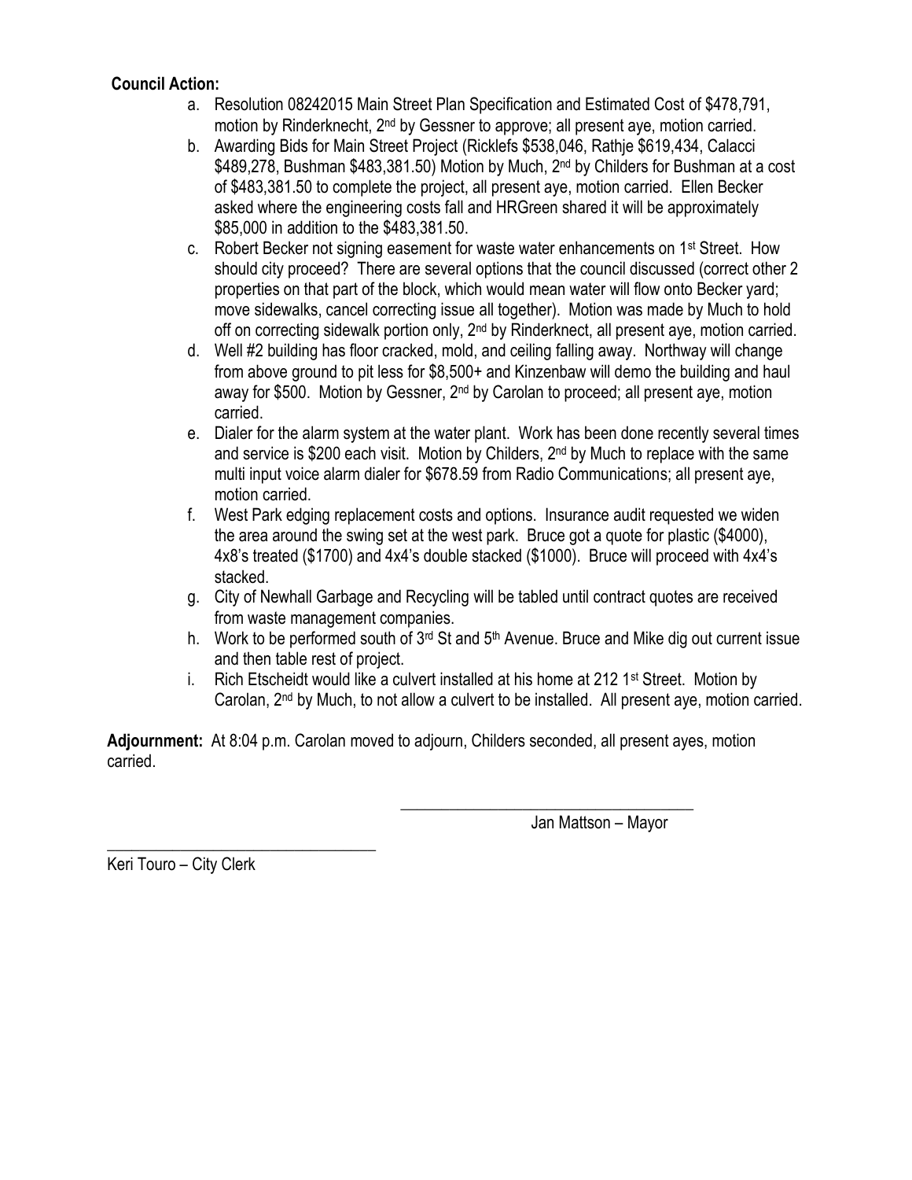**Council Action:**

a. Resolution 08242015 Main Street Plan Specification and Estimated Cost of $478,791, motion by Rinderknecht, 2nd by Gessner to approve; all present aye, motion carried.
b. Awarding Bids for Main Street Project (Ricklefs $538,046, Rathje $619,434, Calacci $489,278, Bushman $483,381.50) Motion by Much, 2nd by Childers for Bushman at a cost of $483,381.50 to complete the project, all present aye, motion carried. Ellen Becker asked where the engineering costs fall and HRGreen shared it will be approximately $85,000 in addition to the $483,381.50.
c. Robert Becker not signing easement for waste water enhancements on 1st Street. How should city proceed? There are several options that the council discussed (correct other 2 properties on that part of the block, which would mean water will flow onto Becker yard; move sidewalks, cancel correcting issue all together). Motion was made by Much to hold off on correcting sidewalk portion only, 2nd by Rinderknect, all present aye, motion carried.
d. Well #2 building has floor cracked, mold, and ceiling falling away. Northway will change from above ground to pit less for $8,500+ and Kinzenbaw will demo the building and haul away for $500. Motion by Gessner, 2nd by Carolan to proceed; all present aye, motion carried.
e. Dialer for the alarm system at the water plant. Work has been done recently several times and service is $200 each visit. Motion by Childers, 2nd by Much to replace with the same multi input voice alarm dialer for $678.59 from Radio Communications; all present aye, motion carried.
f. West Park edging replacement costs and options. Insurance audit requested we widen the area around the swing set at the west park. Bruce got a quote for plastic ($4000), 4x8's treated ($1700) and 4x4's double stacked ($1000). Bruce will proceed with 4x4's stacked.
g. City of Newhall Garbage and Recycling will be tabled until contract quotes are received from waste management companies.
h. Work to be performed south of 3rd St and 5th Avenue. Bruce and Mike dig out current issue and then table rest of project.
i. Rich Etscheidt would like a culvert installed at his home at 212 1st Street. Motion by Carolan, 2nd by Much, to not allow a culvert to be installed. All present aye, motion carried.

**Adjournment:** At 8:04 p.m. Carolan moved to adjourn, Childers seconded, all present ayes, motion carried.

\_\_\_\_\_\_\_\_\_\_\_\_\_\_\_\_\_\_\_\_\_\_\_\_\_\_\_\_\_\_\_\_\_\_\_\_

Jan Mattson – Mayor

\_\_\_\_\_\_\_\_\_\_\_\_\_\_\_\_\_\_\_\_\_\_\_\_\_\_\_\_\_\_\_\_\_\_\_\_

Keri Touro – City Clerk